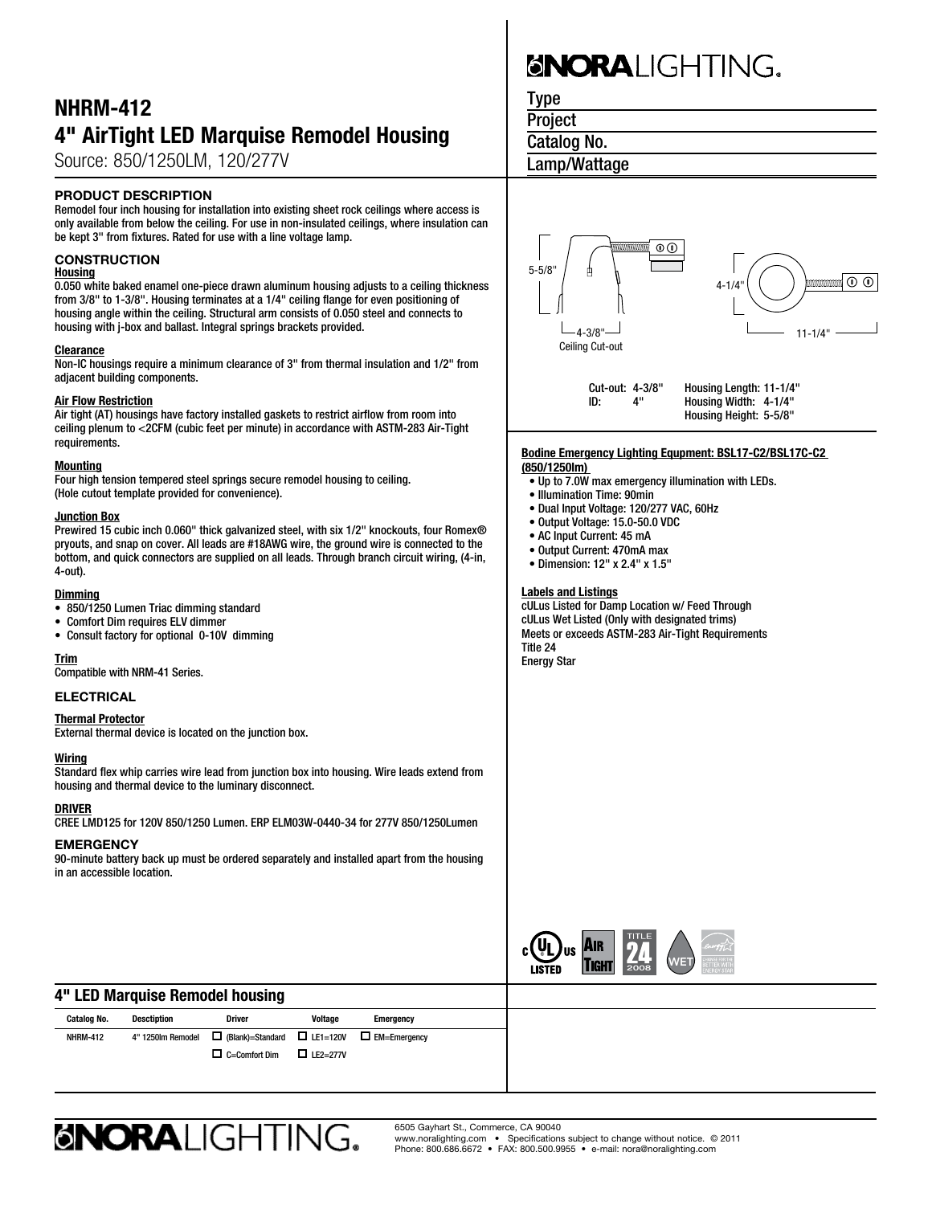# NHRM-412
## 4" AirTight LED Marquise Remodel Housing

Source: 850/1250LM, 120/277V

NORA LIGHTING

Type

Project

Catalog No.

Lamp/Wattage

### PRODUCT DESCRIPTION

Remodel four inch housing for installation into existing sheet rock ceilings where access is only available from below the ceiling. For use in non-insulated ceilings, where insulation can be kept 3" from fixtures. Rated for use with a line voltage lamp.

### CONSTRUCTION

**Housing**

0.050 white baked enamel one-piece drawn aluminum housing adjusts to a ceiling thickness from 3/8" to 1-3/8". Housing terminates at a 1/4" ceiling flange for even positioning of housing angle within the ceiling. Structural arm consists of 0.050 steel and connects to housing with j-box and ballast. Integral springs brackets provided.

**Clearance**

Non-IC housings require a minimum clearance of 3" from thermal insulation and 1/2" from adjacent building components.

**Air Flow Restriction**

Air tight (AT) housings have factory installed gaskets to restrict airflow from room into ceiling plenum to <2CFM (cubic feet per minute) in accordance with ASTM-283 Air-Tight requirements.

**Mounting**

Four high tension tempered steel springs secure remodel housing to ceiling.
(Hole cutout template provided for convenience).

**Junction Box**

Prewired 15 cubic inch 0.060" thick galvanized steel, with six 1/2" knockouts, four Romex® pryouts, and snap on cover. All leads are #18AWG wire, the ground wire is connected to the bottom, and quick connectors are supplied on all leads. Through branch circuit wiring, (4-in, 4-out).

**Dimming**

- 850/1250 Lumen Triac dimming standard
- Comfort Dim requires ELV dimmer
- Consult factory for optional 0-10V dimming

**Trim**

Compatible with NRM-41 Series.

### ELECTRICAL

**Thermal Protector**

External thermal device is located on the junction box.

**Wiring**

Standard flex whip carries wire lead from junction box into housing. Wire leads extend from housing and thermal device to the luminary disconnect.

**DRIVER**

CREE LMD125 for 120V 850/1250 Lumen. ERP ELM03W-0440-34 for 277V 850/1250Lumen

### EMERGENCY

90-minute battery back up must be ordered separately and installed apart from the housing in an accessible location.

5-5/8"

4-3/8"

Ceiling Cut-out

4-1/4"

11-1/4"

Cut-out: 4-3/8"
ID: 4"

Housing Length: 11-1/4"
Housing Width: 4-1/4"
Housing Height: 5-5/8"

**Bodine Emergency Lighting Equpment: BSL17-C2/BSL17C-C2 (850/1250lm)**

- Up to 7.0W max emergency illumination with LEDs.
- Illumination Time: 90min
- Dual Input Voltage: 120/277 VAC, 60Hz
- Output Voltage: 15.0-50.0 VDC
- AC Input Current: 45 mA
- Output Current: 470mA max
- Dimension: 12" x 2.4" x 1.5"

**Labels and Listings**

cULus Listed for Damp Location w/ Feed Through
cULus Wet Listed (Only with designated trims)
Meets or exceeds ASTM-283 Air-Tight Requirements
Title 24
Energy Star

### 4" LED Marquise Remodel housing

| Catalog No. | Desctiption | Driver | Voltage | Emergency |
|---|---|---|---|---|
| NHRM-412 | 4" 1250lm Remodel | ☐ (Blank)=Standard | ☐ LE1=120V | ☐ EM=Emergency |
| | | ☐ C=Comfort Dim | ☐ LE2=277V | |

NORA LIGHTING

6505 Gayhart St., Commerce, CA 90040
www.noralighting.com • Specifications subject to change without notice. © 2011
Phone: 800.686.6672 • FAX: 800.500.9955 • e-mail: nora@noralighting.com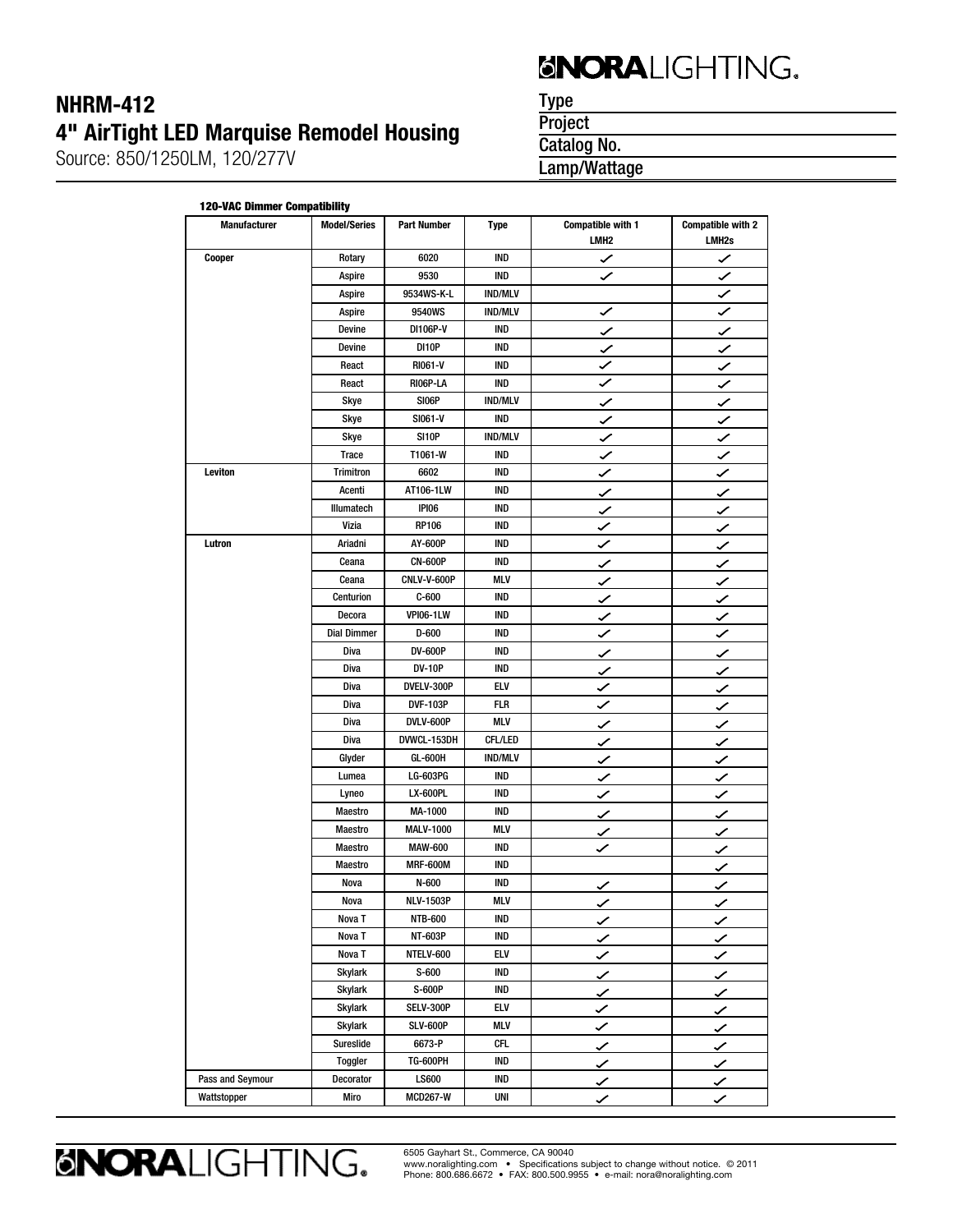# NHRM-412

## 4" AirTight LED Marquise Remodel Housing

Source: 850/1250LM, 120/277V

Type
Project
Catalog No.
Lamp/Wattage

**120-VAC Dimmer Compatibility**

| Manufacturer | Model/Series | Part Number | Type | Compatible with 1 LMH2 | Compatible with 2 LMH2s |
|---|---|---|---|---|---|
| Cooper | Rotary | 6020 | IND | ✓ | ✓ |
| | Aspire | 9530 | IND | ✓ | ✓ |
| | Aspire | 9534WS-K-L | IND/MLV | | ✓ |
| | Aspire | 9540WS | IND/MLV | ✓ | ✓ |
| | Devine | DI106P-V | IND | ✓ | ✓ |
| | Devine | DI10P | IND | ✓ | ✓ |
| | React | RI061-V | IND | ✓ | ✓ |
| | React | RI06P-LA | IND | ✓ | ✓ |
| | Skye | SI06P | IND/MLV | ✓ | ✓ |
| | Skye | SI061-V | IND | ✓ | ✓ |
| | Skye | SI10P | IND/MLV | ✓ | ✓ |
| | Trace | T1061-W | IND | ✓ | ✓ |
| Leviton | Trimitron | 6602 | IND | ✓ | ✓ |
| | Acenti | AT106-1LW | IND | ✓ | ✓ |
| | Illumatech | IPI06 | IND | ✓ | ✓ |
| | Vizia | RP106 | IND | ✓ | ✓ |
| Lutron | Ariadni | AY-600P | IND | ✓ | ✓ |
| | Ceana | CN-600P | IND | ✓ | ✓ |
| | Ceana | CNLV-V-600P | MLV | ✓ | ✓ |
| | Centurion | C-600 | IND | ✓ | ✓ |
| | Decora | VPI06-1LW | IND | ✓ | ✓ |
| | Dial Dimmer | D-600 | IND | ✓ | ✓ |
| | Diva | DV-600P | IND | ✓ | ✓ |
| | Diva | DV-10P | IND | ✓ | ✓ |
| | Diva | DVELV-300P | ELV | ✓ | ✓ |
| | Diva | DVF-103P | FLR | ✓ | ✓ |
| | Diva | DVLV-600P | MLV | ✓ | ✓ |
| | Diva | DVWCL-153DH | CFL/LED | ✓ | ✓ |
| | Glyder | GL-600H | IND/MLV | ✓ | ✓ |
| | Lumea | LG-603PG | IND | ✓ | ✓ |
| | Lyneo | LX-600PL | IND | ✓ | ✓ |
| | Maestro | MA-1000 | IND | ✓ | ✓ |
| | Maestro | MALV-1000 | MLV | ✓ | ✓ |
| | Maestro | MAW-600 | IND | ✓ | ✓ |
| | Maestro | MRF-600M | IND | | ✓ |
| | Nova | N-600 | IND | ✓ | ✓ |
| | Nova | NLV-1503P | MLV | ✓ | ✓ |
| | Nova T | NTB-600 | IND | ✓ | ✓ |
| | Nova T | NT-603P | IND | ✓ | ✓ |
| | Nova T | NTELV-600 | ELV | ✓ | ✓ |
| | Skylark | S-600 | IND | ✓ | ✓ |
| | Skylark | S-600P | IND | ✓ | ✓ |
| | Skylark | SELV-300P | ELV | ✓ | ✓ |
| | Skylark | SLV-600P | MLV | ✓ | ✓ |
| | Sureslide | 6673-P | CFL | ✓ | ✓ |
| | Toggler | TG-600PH | IND | ✓ | ✓ |
| Pass and Seymour | Decorator | LS600 | IND | ✓ | ✓ |
| Wattstopper | Miro | MCD267-W | UNI | ✓ | ✓ |

NORA LIGHTING

6505 Gayhart St., Commerce, CA 90040
www.noralighting.com • Specifications subject to change without notice. © 2011
Phone: 800.686.6672 • FAX: 800.500.9955 • e-mail: nora@noralighting.com